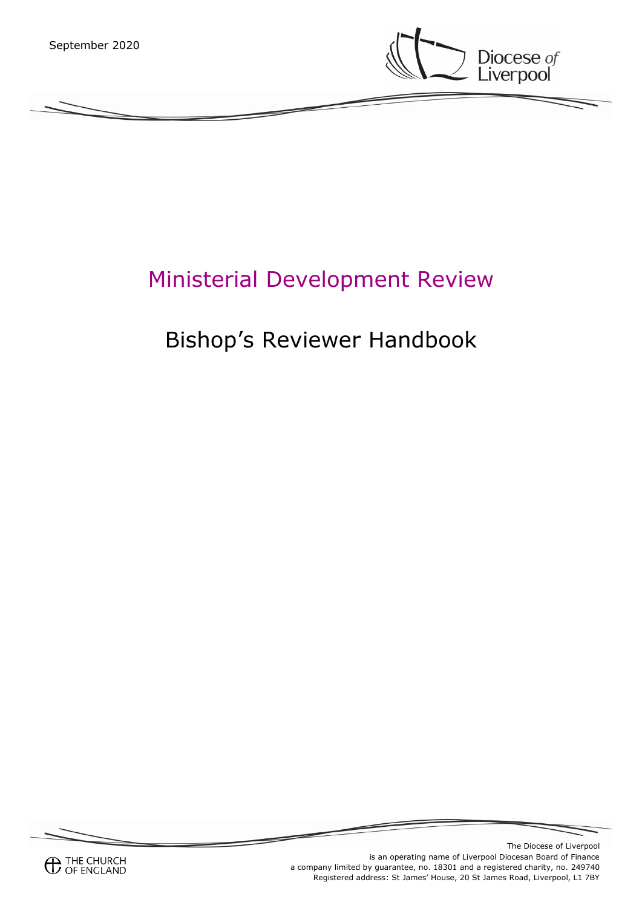September 2020

Diocese of Liverpool

# Ministerial Development Review

## Bishop's Reviewer Handbook

THE CHURCH OF ENGLAND

The Diocese of Liverpool
is an operating name of Liverpool Diocesan Board of Finance
a company limited by guarantee, no. 18301 and a registered charity, no. 249740
Registered address: St James' House, 20 St James Road, Liverpool, L1 7BY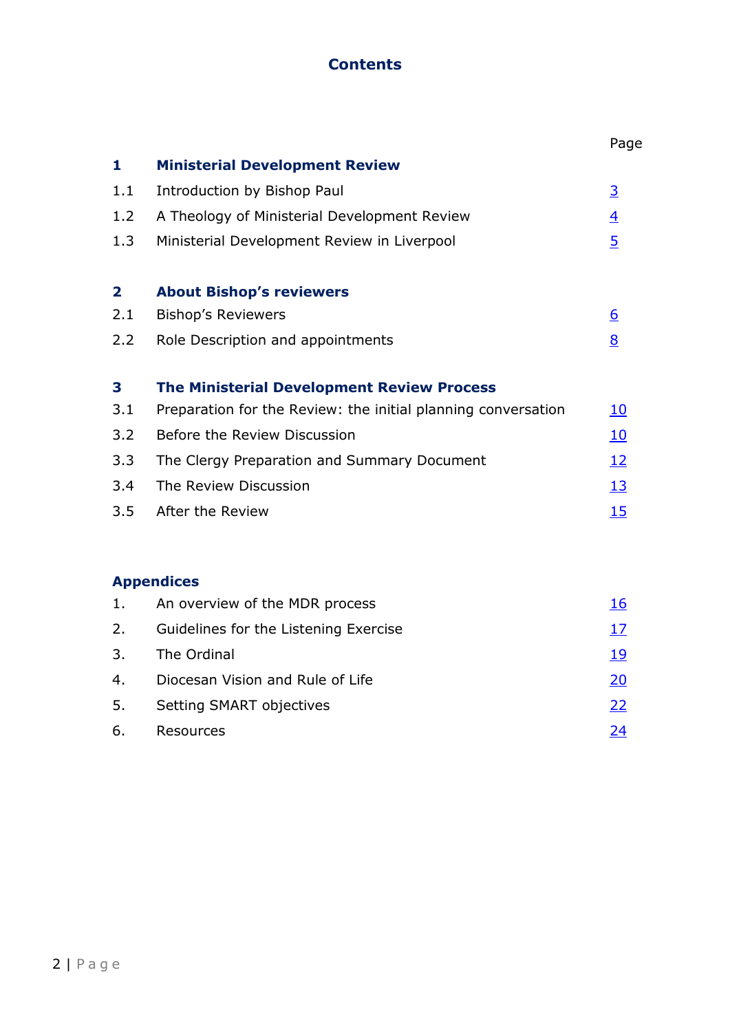# Contents

| | | Page |
|---|---|---|
| **1** | **Ministerial Development Review** | |
| 1.1 | Introduction by Bishop Paul | 3 |
| 1.2 | A Theology of Ministerial Development Review | 4 |
| 1.3 | Ministerial Development Review in Liverpool | 5 |
| **2** | **About Bishop's reviewers** | |
| 2.1 | Bishop's Reviewers | 6 |
| 2.2 | Role Description and appointments | 8 |
| **3** | **The Ministerial Development Review Process** | |
| 3.1 | Preparation for the Review: the initial planning conversation | 10 |
| 3.2 | Before the Review Discussion | 10 |
| 3.3 | The Clergy Preparation and Summary Document | 12 |
| 3.4 | The Review Discussion | 13 |
| 3.5 | After the Review | 15 |
| **Appendices** | | |
| 1. | An overview of the MDR process | 16 |
| 2. | Guidelines for the Listening Exercise | 17 |
| 3. | The Ordinal | 19 |
| 4. | Diocesan Vision and Rule of Life | 20 |
| 5. | Setting SMART objectives | 22 |
| 6. | Resources | 24 |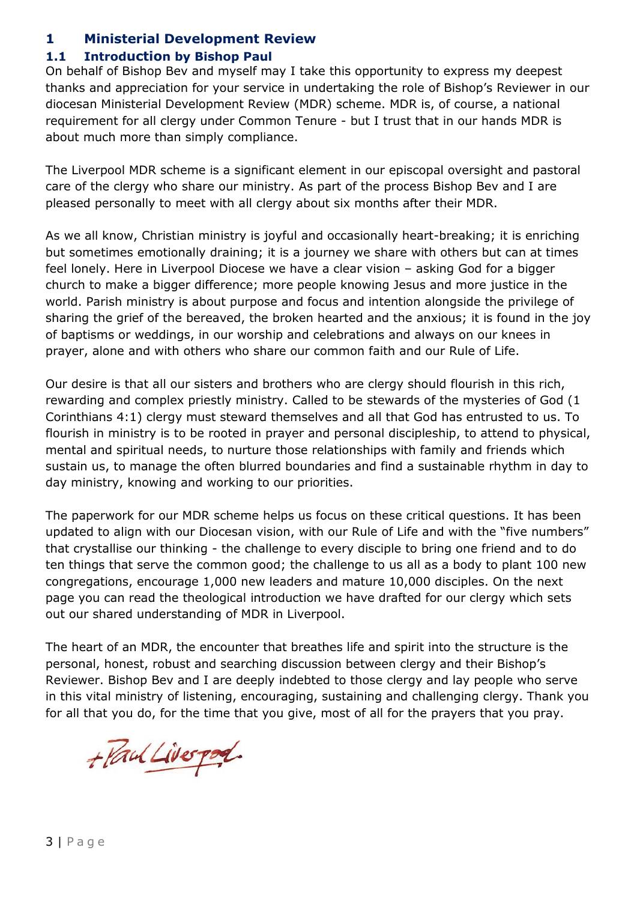# 1 Ministerial Development Review

## 1.1 Introduction by Bishop Paul

On behalf of Bishop Bev and myself may I take this opportunity to express my deepest thanks and appreciation for your service in undertaking the role of Bishop's Reviewer in our diocesan Ministerial Development Review (MDR) scheme. MDR is, of course, a national requirement for all clergy under Common Tenure - but I trust that in our hands MDR is about much more than simply compliance.

The Liverpool MDR scheme is a significant element in our episcopal oversight and pastoral care of the clergy who share our ministry. As part of the process Bishop Bev and I are pleased personally to meet with all clergy about six months after their MDR.

As we all know, Christian ministry is joyful and occasionally heart-breaking; it is enriching but sometimes emotionally draining; it is a journey we share with others but can at times feel lonely. Here in Liverpool Diocese we have a clear vision – asking God for a bigger church to make a bigger difference; more people knowing Jesus and more justice in the world. Parish ministry is about purpose and focus and intention alongside the privilege of sharing the grief of the bereaved, the broken hearted and the anxious; it is found in the joy of baptisms or weddings, in our worship and celebrations and always on our knees in prayer, alone and with others who share our common faith and our Rule of Life.

Our desire is that all our sisters and brothers who are clergy should flourish in this rich, rewarding and complex priestly ministry. Called to be stewards of the mysteries of God (1 Corinthians 4:1) clergy must steward themselves and all that God has entrusted to us. To flourish in ministry is to be rooted in prayer and personal discipleship, to attend to physical, mental and spiritual needs, to nurture those relationships with family and friends which sustain us, to manage the often blurred boundaries and find a sustainable rhythm in day to day ministry, knowing and working to our priorities.

The paperwork for our MDR scheme helps us focus on these critical questions. It has been updated to align with our Diocesan vision, with our Rule of Life and with the "five numbers" that crystallise our thinking - the challenge to every disciple to bring one friend and to do ten things that serve the common good; the challenge to us all as a body to plant 100 new congregations, encourage 1,000 new leaders and mature 10,000 disciples. On the next page you can read the theological introduction we have drafted for our clergy which sets out our shared understanding of MDR in Liverpool.

The heart of an MDR, the encounter that breathes life and spirit into the structure is the personal, honest, robust and searching discussion between clergy and their Bishop's Reviewer. Bishop Bev and I are deeply indebted to those clergy and lay people who serve in this vital ministry of listening, encouraging, sustaining and challenging clergy. Thank you for all that you do, for the time that you give, most of all for the prayers that you pray.

+Paul Liverpool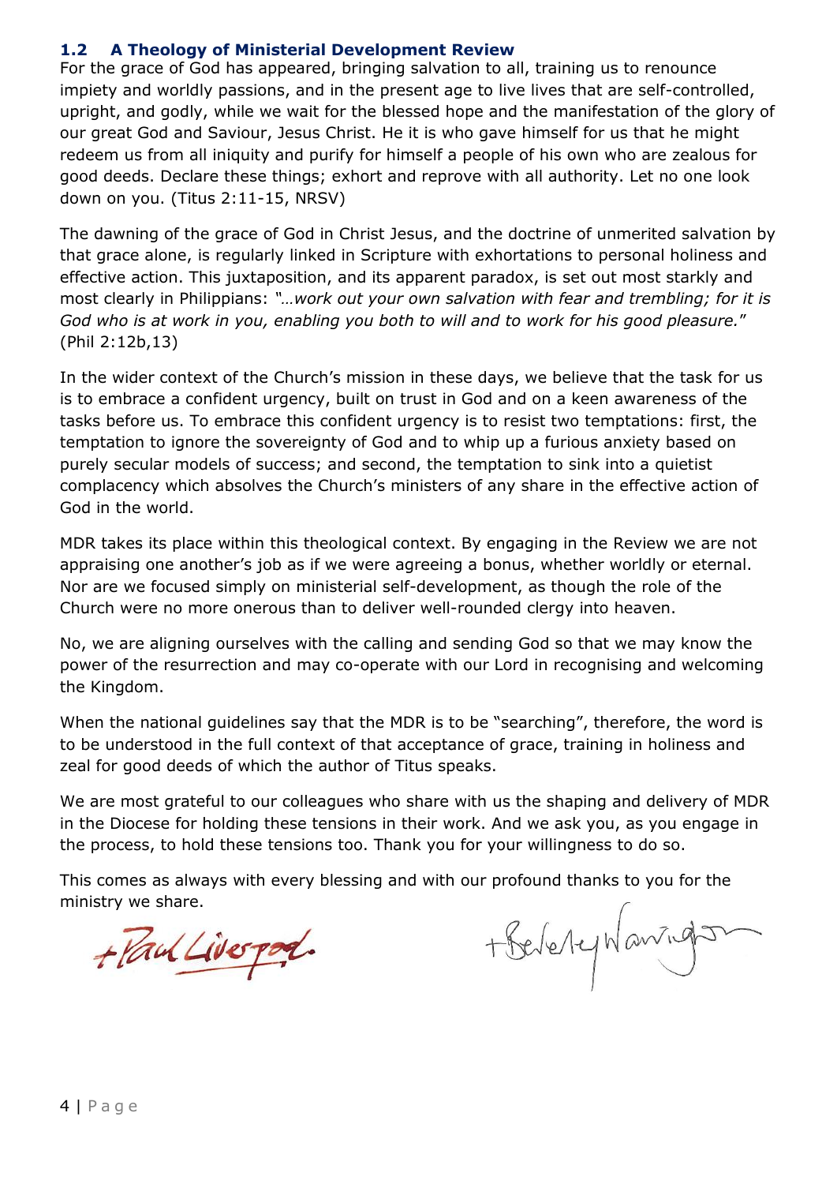## 1.2 A Theology of Ministerial Development Review

For the grace of God has appeared, bringing salvation to all, training us to renounce impiety and worldly passions, and in the present age to live lives that are self-controlled, upright, and godly, while we wait for the blessed hope and the manifestation of the glory of our great God and Saviour, Jesus Christ. He it is who gave himself for us that he might redeem us from all iniquity and purify for himself a people of his own who are zealous for good deeds. Declare these things; exhort and reprove with all authority. Let no one look down on you. (Titus 2:11-15, NRSV)

The dawning of the grace of God in Christ Jesus, and the doctrine of unmerited salvation by that grace alone, is regularly linked in Scripture with exhortations to personal holiness and effective action. This juxtaposition, and its apparent paradox, is set out most starkly and most clearly in Philippians: *"…work out your own salvation with fear and trembling; for it is God who is at work in you, enabling you both to will and to work for his good pleasure."* (Phil 2:12b,13)

In the wider context of the Church's mission in these days, we believe that the task for us is to embrace a confident urgency, built on trust in God and on a keen awareness of the tasks before us. To embrace this confident urgency is to resist two temptations: first, the temptation to ignore the sovereignty of God and to whip up a furious anxiety based on purely secular models of success; and second, the temptation to sink into a quietist complacency which absolves the Church's ministers of any share in the effective action of God in the world.

MDR takes its place within this theological context. By engaging in the Review we are not appraising one another's job as if we were agreeing a bonus, whether worldly or eternal. Nor are we focused simply on ministerial self-development, as though the role of the Church were no more onerous than to deliver well-rounded clergy into heaven.

No, we are aligning ourselves with the calling and sending God so that we may know the power of the resurrection and may co-operate with our Lord in recognising and welcoming the Kingdom.

When the national guidelines say that the MDR is to be "searching", therefore, the word is to be understood in the full context of that acceptance of grace, training in holiness and zeal for good deeds of which the author of Titus speaks.

We are most grateful to our colleagues who share with us the shaping and delivery of MDR in the Diocese for holding these tensions in their work. And we ask you, as you engage in the process, to hold these tensions too. Thank you for your willingness to do so.

This comes as always with every blessing and with our profound thanks to you for the ministry we share.

+Paul Liverpool. +Beverley Warrington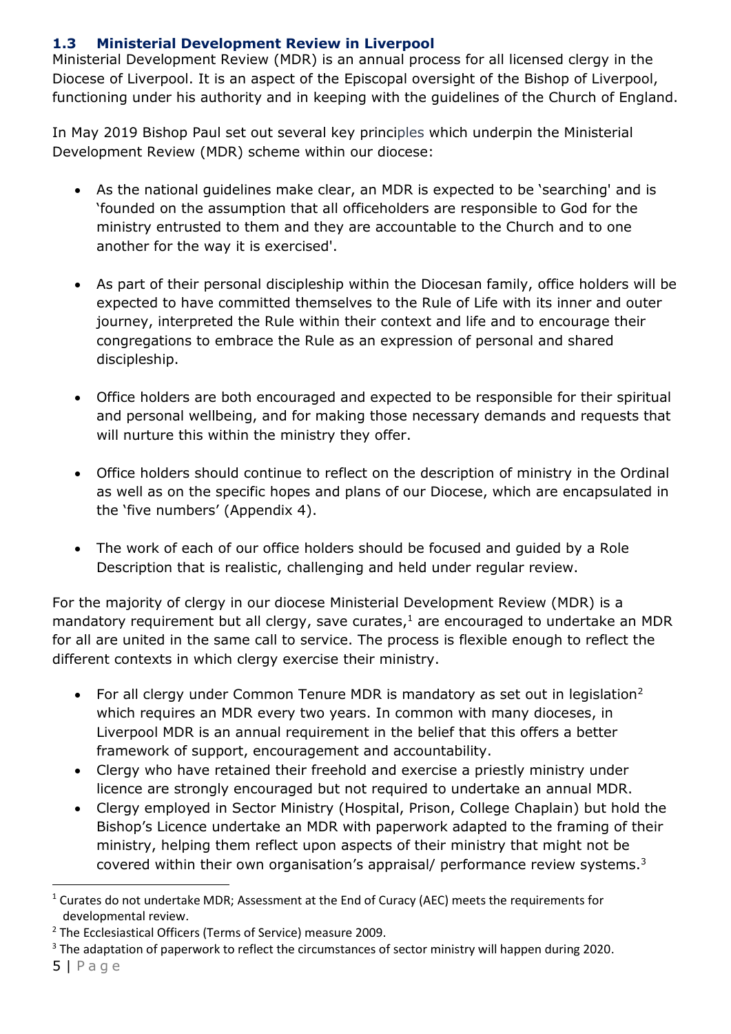### 1.3 Ministerial Development Review in Liverpool

Ministerial Development Review (MDR) is an annual process for all licensed clergy in the Diocese of Liverpool. It is an aspect of the Episcopal oversight of the Bishop of Liverpool, functioning under his authority and in keeping with the guidelines of the Church of England.

In May 2019 Bishop Paul set out several key principles which underpin the Ministerial Development Review (MDR) scheme within our diocese:

- As the national guidelines make clear, an MDR is expected to be 'searching' and is 'founded on the assumption that all officeholders are responsible to God for the ministry entrusted to them and they are accountable to the Church and to one another for the way it is exercised'.

- As part of their personal discipleship within the Diocesan family, office holders will be expected to have committed themselves to the Rule of Life with its inner and outer journey, interpreted the Rule within their context and life and to encourage their congregations to embrace the Rule as an expression of personal and shared discipleship.

- Office holders are both encouraged and expected to be responsible for their spiritual and personal wellbeing, and for making those necessary demands and requests that will nurture this within the ministry they offer.

- Office holders should continue to reflect on the description of ministry in the Ordinal as well as on the specific hopes and plans of our Diocese, which are encapsulated in the 'five numbers' (Appendix 4).

- The work of each of our office holders should be focused and guided by a Role Description that is realistic, challenging and held under regular review.

For the majority of clergy in our diocese Ministerial Development Review (MDR) is a mandatory requirement but all clergy, save curates,[1] are encouraged to undertake an MDR for all are united in the same call to service. The process is flexible enough to reflect the different contexts in which clergy exercise their ministry.

- For all clergy under Common Tenure MDR is mandatory as set out in legislation[2] which requires an MDR every two years. In common with many dioceses, in Liverpool MDR is an annual requirement in the belief that this offers a better framework of support, encouragement and accountability.
- Clergy who have retained their freehold and exercise a priestly ministry under licence are strongly encouraged but not required to undertake an annual MDR.
- Clergy employed in Sector Ministry (Hospital, Prison, College Chaplain) but hold the Bishop's Licence undertake an MDR with paperwork adapted to the framing of their ministry, helping them reflect upon aspects of their ministry that might not be covered within their own organisation's appraisal/ performance review systems.[3]

---

[1] Curates do not undertake MDR; Assessment at the End of Curacy (AEC) meets the requirements for developmental review.

[2] The Ecclesiastical Officers (Terms of Service) measure 2009.

[3] The adaptation of paperwork to reflect the circumstances of sector ministry will happen during 2020.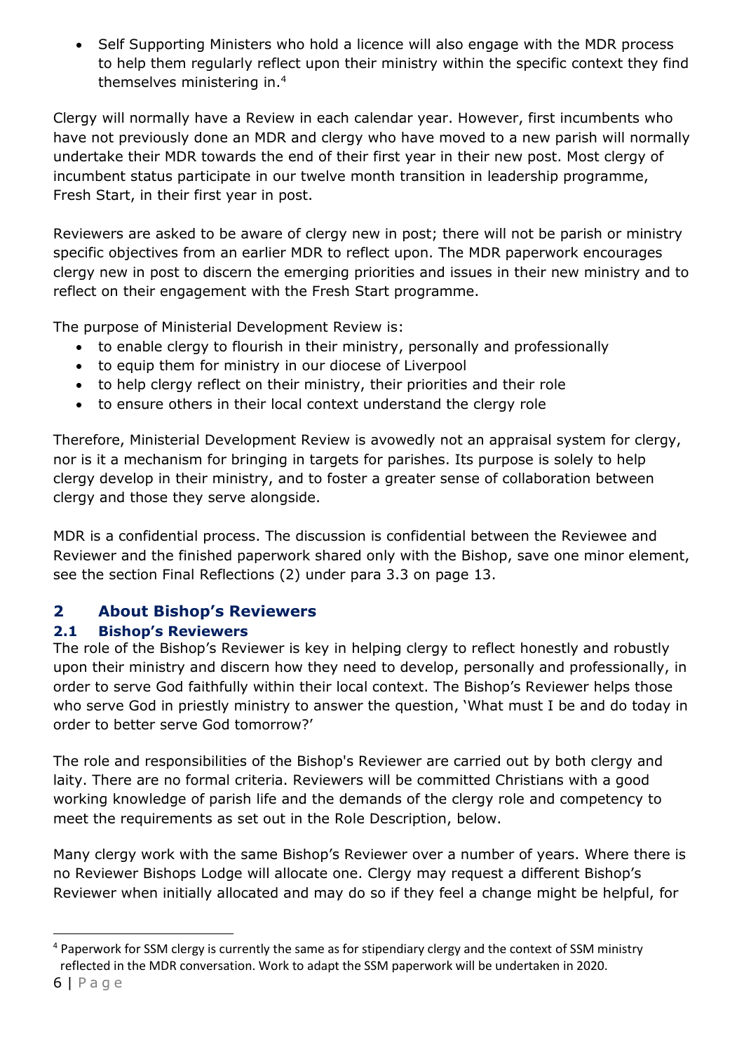- Self Supporting Ministers who hold a licence will also engage with the MDR process to help them regularly reflect upon their ministry within the specific context they find themselves ministering in.[4]

Clergy will normally have a Review in each calendar year. However, first incumbents who have not previously done an MDR and clergy who have moved to a new parish will normally undertake their MDR towards the end of their first year in their new post. Most clergy of incumbent status participate in our twelve month transition in leadership programme, Fresh Start, in their first year in post.

Reviewers are asked to be aware of clergy new in post; there will not be parish or ministry specific objectives from an earlier MDR to reflect upon. The MDR paperwork encourages clergy new in post to discern the emerging priorities and issues in their new ministry and to reflect on their engagement with the Fresh Start programme.

The purpose of Ministerial Development Review is:

- to enable clergy to flourish in their ministry, personally and professionally
- to equip them for ministry in our diocese of Liverpool
- to help clergy reflect on their ministry, their priorities and their role
- to ensure others in their local context understand the clergy role

Therefore, Ministerial Development Review is avowedly not an appraisal system for clergy, nor is it a mechanism for bringing in targets for parishes. Its purpose is solely to help clergy develop in their ministry, and to foster a greater sense of collaboration between clergy and those they serve alongside.

MDR is a confidential process. The discussion is confidential between the Reviewee and Reviewer and the finished paperwork shared only with the Bishop, save one minor element, see the section Final Reflections (2) under para 3.3 on page 13.

## 2 About Bishop's Reviewers

### 2.1 Bishop's Reviewers

The role of the Bishop's Reviewer is key in helping clergy to reflect honestly and robustly upon their ministry and discern how they need to develop, personally and professionally, in order to serve God faithfully within their local context. The Bishop's Reviewer helps those who serve God in priestly ministry to answer the question, 'What must I be and do today in order to better serve God tomorrow?'

The role and responsibilities of the Bishop's Reviewer are carried out by both clergy and laity. There are no formal criteria. Reviewers will be committed Christians with a good working knowledge of parish life and the demands of the clergy role and competency to meet the requirements as set out in the Role Description, below.

Many clergy work with the same Bishop's Reviewer over a number of years. Where there is no Reviewer Bishops Lodge will allocate one. Clergy may request a different Bishop's Reviewer when initially allocated and may do so if they feel a change might be helpful, for

[4] Paperwork for SSM clergy is currently the same as for stipendiary clergy and the context of SSM ministry reflected in the MDR conversation. Work to adapt the SSM paperwork will be undertaken in 2020.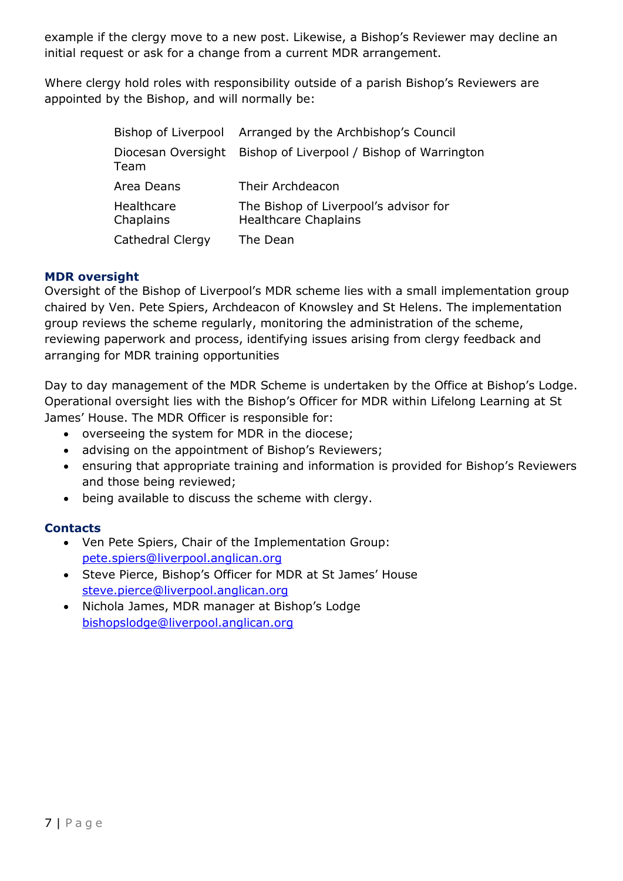example if the clergy move to a new post. Likewise, a Bishop's Reviewer may decline an initial request or ask for a change from a current MDR arrangement.

Where clergy hold roles with responsibility outside of a parish Bishop's Reviewers are appointed by the Bishop, and will normally be:

| | |
|---|---|
| Bishop of Liverpool | Arranged by the Archbishop's Council |
| Diocesan Oversight Team | Bishop of Liverpool / Bishop of Warrington |
| Area Deans | Their Archdeacon |
| Healthcare Chaplains | The Bishop of Liverpool's advisor for Healthcare Chaplains |
| Cathedral Clergy | The Dean |

### MDR oversight

Oversight of the Bishop of Liverpool's MDR scheme lies with a small implementation group chaired by Ven. Pete Spiers, Archdeacon of Knowsley and St Helens. The implementation group reviews the scheme regularly, monitoring the administration of the scheme, reviewing paperwork and process, identifying issues arising from clergy feedback and arranging for MDR training opportunities

Day to day management of the MDR Scheme is undertaken by the Office at Bishop's Lodge. Operational oversight lies with the Bishop's Officer for MDR within Lifelong Learning at St James' House. The MDR Officer is responsible for:

- overseeing the system for MDR in the diocese;
- advising on the appointment of Bishop's Reviewers;
- ensuring that appropriate training and information is provided for Bishop's Reviewers and those being reviewed;
- being available to discuss the scheme with clergy.

### Contacts

- Ven Pete Spiers, Chair of the Implementation Group: pete.spiers@liverpool.anglican.org
- Steve Pierce, Bishop's Officer for MDR at St James' House steve.pierce@liverpool.anglican.org
- Nichola James, MDR manager at Bishop's Lodge bishopslodge@liverpool.anglican.org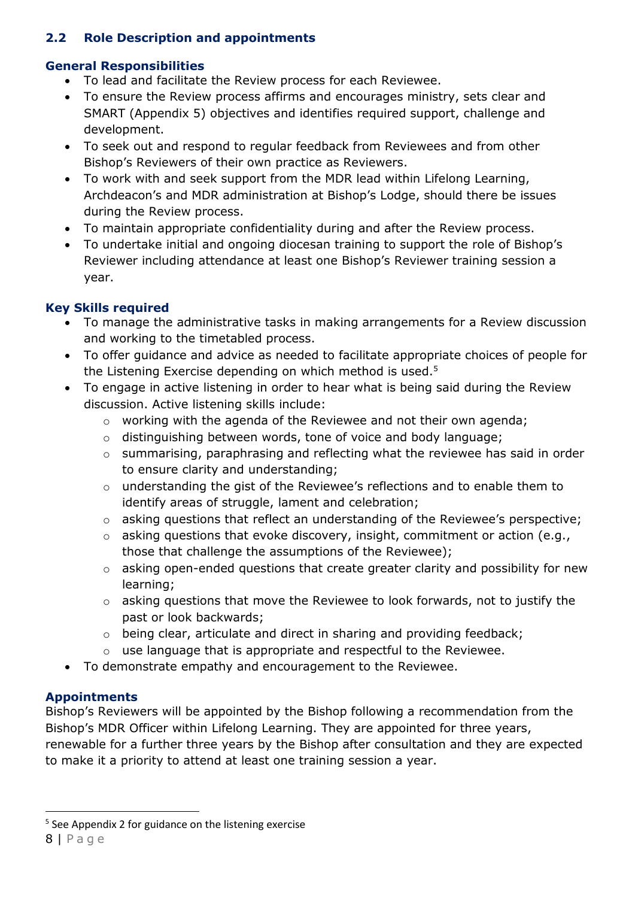## 2.2 Role Description and appointments

### General Responsibilities

- To lead and facilitate the Review process for each Reviewee.
- To ensure the Review process affirms and encourages ministry, sets clear and SMART (Appendix 5) objectives and identifies required support, challenge and development.
- To seek out and respond to regular feedback from Reviewees and from other Bishop's Reviewers of their own practice as Reviewers.
- To work with and seek support from the MDR lead within Lifelong Learning, Archdeacon's and MDR administration at Bishop's Lodge, should there be issues during the Review process.
- To maintain appropriate confidentiality during and after the Review process.
- To undertake initial and ongoing diocesan training to support the role of Bishop's Reviewer including attendance at least one Bishop's Reviewer training session a year.

### Key Skills required

- To manage the administrative tasks in making arrangements for a Review discussion and working to the timetabled process.
- To offer guidance and advice as needed to facilitate appropriate choices of people for the Listening Exercise depending on which method is used.[5]
- To engage in active listening in order to hear what is being said during the Review discussion. Active listening skills include:
  - working with the agenda of the Reviewee and not their own agenda;
  - distinguishing between words, tone of voice and body language;
  - summarising, paraphrasing and reflecting what the reviewee has said in order to ensure clarity and understanding;
  - understanding the gist of the Reviewee's reflections and to enable them to identify areas of struggle, lament and celebration;
  - asking questions that reflect an understanding of the Reviewee's perspective;
  - asking questions that evoke discovery, insight, commitment or action (e.g., those that challenge the assumptions of the Reviewee);
  - asking open-ended questions that create greater clarity and possibility for new learning;
  - asking questions that move the Reviewee to look forwards, not to justify the past or look backwards;
  - being clear, articulate and direct in sharing and providing feedback;
  - use language that is appropriate and respectful to the Reviewee.
- To demonstrate empathy and encouragement to the Reviewee.

### Appointments

Bishop's Reviewers will be appointed by the Bishop following a recommendation from the Bishop's MDR Officer within Lifelong Learning. They are appointed for three years, renewable for a further three years by the Bishop after consultation and they are expected to make it a priority to attend at least one training session a year.

[5] See Appendix 2 for guidance on the listening exercise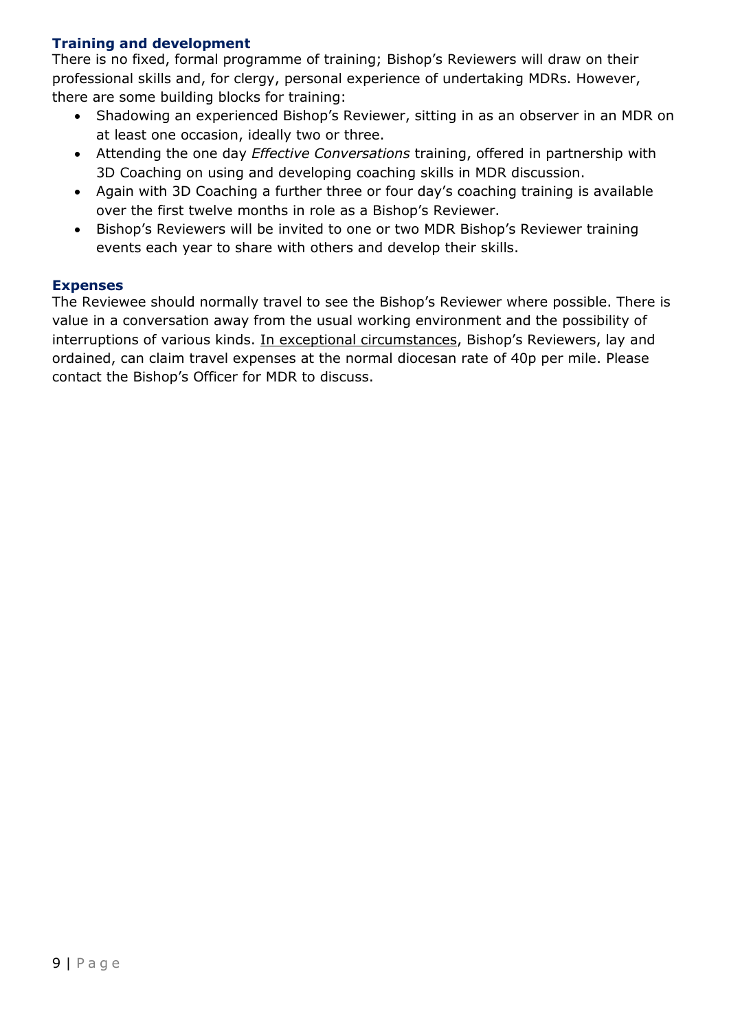## Training and development

There is no fixed, formal programme of training; Bishop's Reviewers will draw on their professional skills and, for clergy, personal experience of undertaking MDRs. However, there are some building blocks for training:

- Shadowing an experienced Bishop's Reviewer, sitting in as an observer in an MDR on at least one occasion, ideally two or three.
- Attending the one day *Effective Conversations* training, offered in partnership with 3D Coaching on using and developing coaching skills in MDR discussion.
- Again with 3D Coaching a further three or four day's coaching training is available over the first twelve months in role as a Bishop's Reviewer.
- Bishop's Reviewers will be invited to one or two MDR Bishop's Reviewer training events each year to share with others and develop their skills.

## Expenses

The Reviewee should normally travel to see the Bishop's Reviewer where possible. There is value in a conversation away from the usual working environment and the possibility of interruptions of various kinds. In exceptional circumstances, Bishop's Reviewers, lay and ordained, can claim travel expenses at the normal diocesan rate of 40p per mile. Please contact the Bishop's Officer for MDR to discuss.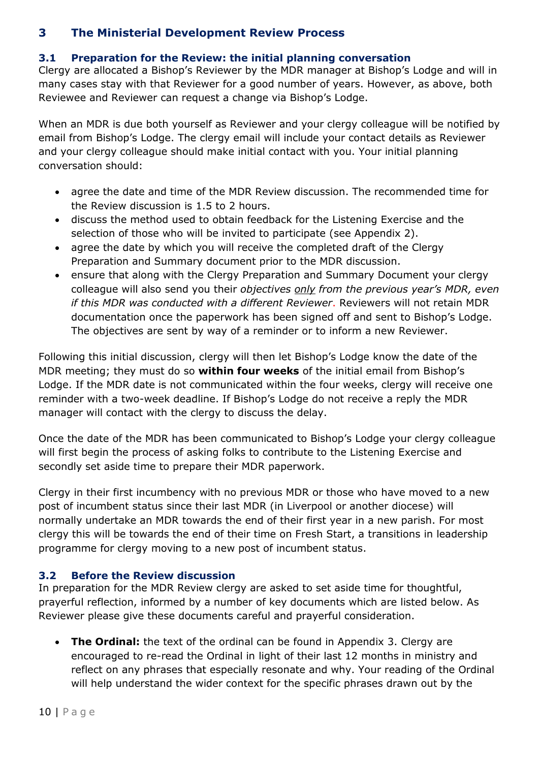## 3 The Ministerial Development Review Process

### 3.1 Preparation for the Review: the initial planning conversation

Clergy are allocated a Bishop's Reviewer by the MDR manager at Bishop's Lodge and will in many cases stay with that Reviewer for a good number of years. However, as above, both Reviewee and Reviewer can request a change via Bishop's Lodge.

When an MDR is due both yourself as Reviewer and your clergy colleague will be notified by email from Bishop's Lodge. The clergy email will include your contact details as Reviewer and your clergy colleague should make initial contact with you. Your initial planning conversation should:

- agree the date and time of the MDR Review discussion. The recommended time for the Review discussion is 1.5 to 2 hours.
- discuss the method used to obtain feedback for the Listening Exercise and the selection of those who will be invited to participate (see Appendix 2).
- agree the date by which you will receive the completed draft of the Clergy Preparation and Summary document prior to the MDR discussion.
- ensure that along with the Clergy Preparation and Summary Document your clergy colleague will also send you their *objectives only from the previous year's MDR, even if this MDR was conducted with a different Reviewer*. Reviewers will not retain MDR documentation once the paperwork has been signed off and sent to Bishop's Lodge. The objectives are sent by way of a reminder or to inform a new Reviewer.

Following this initial discussion, clergy will then let Bishop's Lodge know the date of the MDR meeting; they must do so **within four weeks** of the initial email from Bishop's Lodge. If the MDR date is not communicated within the four weeks, clergy will receive one reminder with a two-week deadline. If Bishop's Lodge do not receive a reply the MDR manager will contact with the clergy to discuss the delay.

Once the date of the MDR has been communicated to Bishop's Lodge your clergy colleague will first begin the process of asking folks to contribute to the Listening Exercise and secondly set aside time to prepare their MDR paperwork.

Clergy in their first incumbency with no previous MDR or those who have moved to a new post of incumbent status since their last MDR (in Liverpool or another diocese) will normally undertake an MDR towards the end of their first year in a new parish. For most clergy this will be towards the end of their time on Fresh Start, a transitions in leadership programme for clergy moving to a new post of incumbent status.

### 3.2 Before the Review discussion

In preparation for the MDR Review clergy are asked to set aside time for thoughtful, prayerful reflection, informed by a number of key documents which are listed below. As Reviewer please give these documents careful and prayerful consideration.

- **The Ordinal:** the text of the ordinal can be found in Appendix 3. Clergy are encouraged to re-read the Ordinal in light of their last 12 months in ministry and reflect on any phrases that especially resonate and why. Your reading of the Ordinal will help understand the wider context for the specific phrases drawn out by the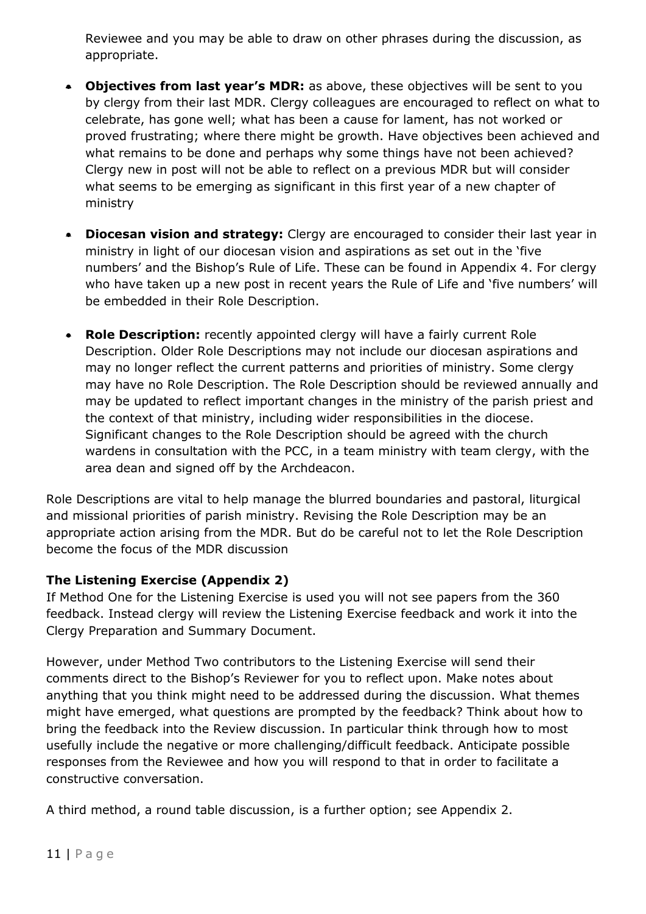Reviewee and you may be able to draw on other phrases during the discussion, as appropriate.

- **Objectives from last year's MDR:** as above, these objectives will be sent to you by clergy from their last MDR. Clergy colleagues are encouraged to reflect on what to celebrate, has gone well; what has been a cause for lament, has not worked or proved frustrating; where there might be growth. Have objectives been achieved and what remains to be done and perhaps why some things have not been achieved? Clergy new in post will not be able to reflect on a previous MDR but will consider what seems to be emerging as significant in this first year of a new chapter of ministry

- **Diocesan vision and strategy:** Clergy are encouraged to consider their last year in ministry in light of our diocesan vision and aspirations as set out in the 'five numbers' and the Bishop's Rule of Life. These can be found in Appendix 4. For clergy who have taken up a new post in recent years the Rule of Life and 'five numbers' will be embedded in their Role Description.

- **Role Description:** recently appointed clergy will have a fairly current Role Description. Older Role Descriptions may not include our diocesan aspirations and may no longer reflect the current patterns and priorities of ministry. Some clergy may have no Role Description. The Role Description should be reviewed annually and may be updated to reflect important changes in the ministry of the parish priest and the context of that ministry, including wider responsibilities in the diocese. Significant changes to the Role Description should be agreed with the church wardens in consultation with the PCC, in a team ministry with team clergy, with the area dean and signed off by the Archdeacon.

Role Descriptions are vital to help manage the blurred boundaries and pastoral, liturgical and missional priorities of parish ministry. Revising the Role Description may be an appropriate action arising from the MDR. But do be careful not to let the Role Description become the focus of the MDR discussion

**The Listening Exercise (Appendix 2)**

If Method One for the Listening Exercise is used you will not see papers from the 360 feedback. Instead clergy will review the Listening Exercise feedback and work it into the Clergy Preparation and Summary Document.

However, under Method Two contributors to the Listening Exercise will send their comments direct to the Bishop's Reviewer for you to reflect upon. Make notes about anything that you think might need to be addressed during the discussion. What themes might have emerged, what questions are prompted by the feedback? Think about how to bring the feedback into the Review discussion. In particular think through how to most usefully include the negative or more challenging/difficult feedback. Anticipate possible responses from the Reviewee and how you will respond to that in order to facilitate a constructive conversation.

A third method, a round table discussion, is a further option; see Appendix 2.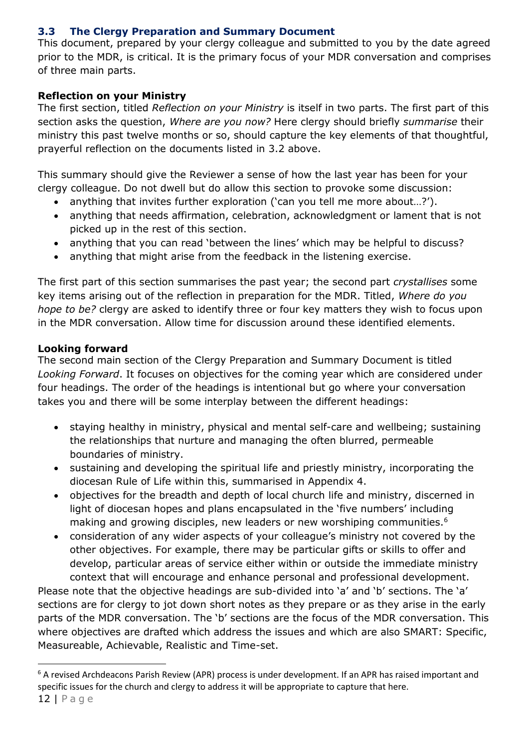### 3.3 The Clergy Preparation and Summary Document

This document, prepared by your clergy colleague and submitted to you by the date agreed prior to the MDR, is critical. It is the primary focus of your MDR conversation and comprises of three main parts.

**Reflection on your Ministry**

The first section, titled *Reflection on your Ministry* is itself in two parts. The first part of this section asks the question, *Where are you now?* Here clergy should briefly *summarise* their ministry this past twelve months or so, should capture the key elements of that thoughtful, prayerful reflection on the documents listed in 3.2 above.

This summary should give the Reviewer a sense of how the last year has been for your clergy colleague. Do not dwell but do allow this section to provoke some discussion:

- anything that invites further exploration ('can you tell me more about…?').
- anything that needs affirmation, celebration, acknowledgment or lament that is not picked up in the rest of this section.
- anything that you can read 'between the lines' which may be helpful to discuss?
- anything that might arise from the feedback in the listening exercise.

The first part of this section summarises the past year; the second part *crystallises* some key items arising out of the reflection in preparation for the MDR. Titled, *Where do you hope to be?* clergy are asked to identify three or four key matters they wish to focus upon in the MDR conversation. Allow time for discussion around these identified elements.

**Looking forward**

The second main section of the Clergy Preparation and Summary Document is titled *Looking Forward*. It focuses on objectives for the coming year which are considered under four headings. The order of the headings is intentional but go where your conversation takes you and there will be some interplay between the different headings:

- staying healthy in ministry, physical and mental self-care and wellbeing; sustaining the relationships that nurture and managing the often blurred, permeable boundaries of ministry.
- sustaining and developing the spiritual life and priestly ministry, incorporating the diocesan Rule of Life within this, summarised in Appendix 4.
- objectives for the breadth and depth of local church life and ministry, discerned in light of diocesan hopes and plans encapsulated in the 'five numbers' including making and growing disciples, new leaders or new worshiping communities.[6]
- consideration of any wider aspects of your colleague's ministry not covered by the other objectives. For example, there may be particular gifts or skills to offer and develop, particular areas of service either within or outside the immediate ministry context that will encourage and enhance personal and professional development.

Please note that the objective headings are sub-divided into 'a' and 'b' sections. The 'a' sections are for clergy to jot down short notes as they prepare or as they arise in the early parts of the MDR conversation. The 'b' sections are the focus of the MDR conversation. This where objectives are drafted which address the issues and which are also SMART: Specific, Measureable, Achievable, Realistic and Time-set.

---

[6] A revised Archdeacons Parish Review (APR) process is under development. If an APR has raised important and specific issues for the church and clergy to address it will be appropriate to capture that here.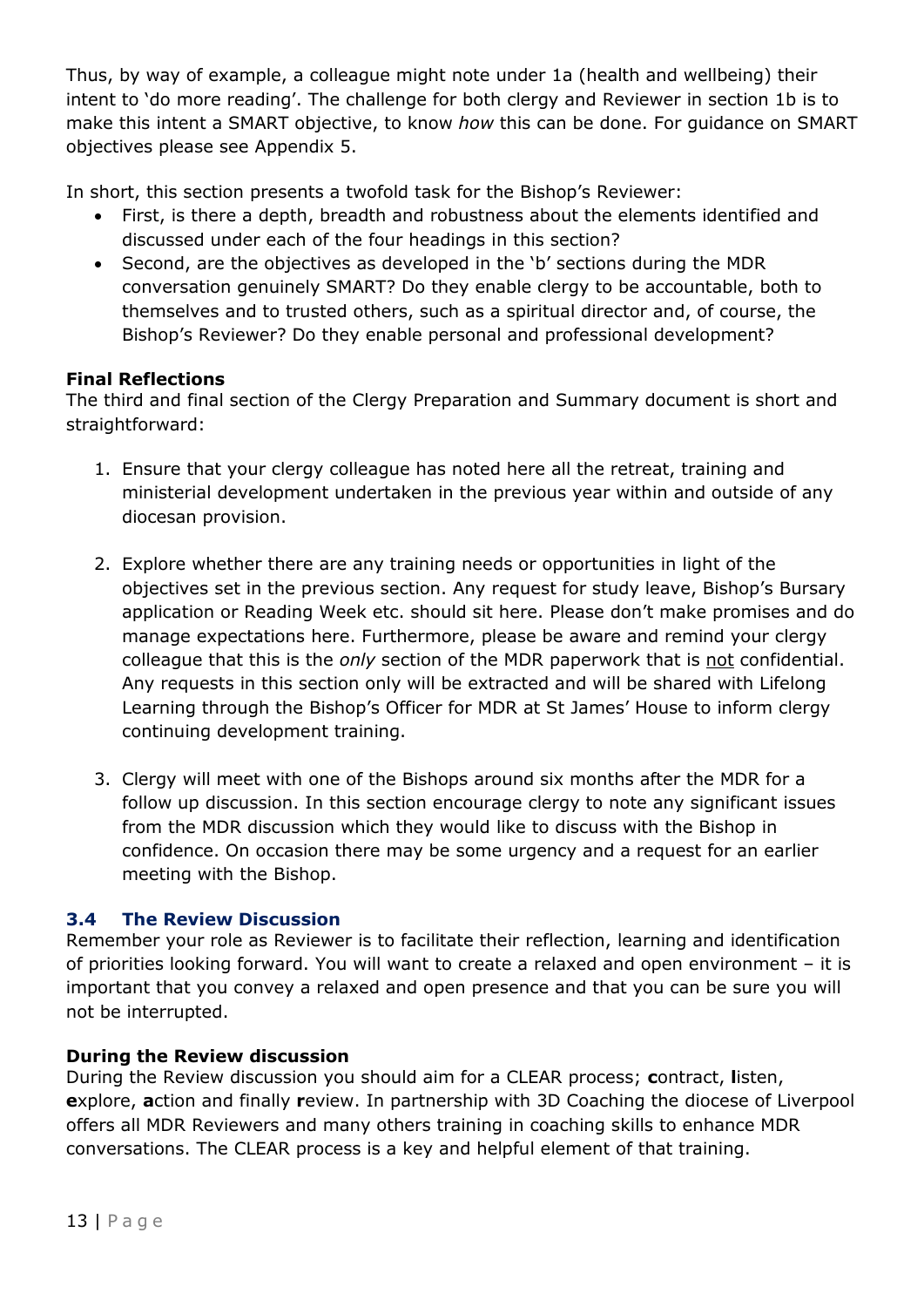Thus, by way of example, a colleague might note under 1a (health and wellbeing) their intent to 'do more reading'. The challenge for both clergy and Reviewer in section 1b is to make this intent a SMART objective, to know *how* this can be done. For guidance on SMART objectives please see Appendix 5.

In short, this section presents a twofold task for the Bishop's Reviewer:

- First, is there a depth, breadth and robustness about the elements identified and discussed under each of the four headings in this section?
- Second, are the objectives as developed in the 'b' sections during the MDR conversation genuinely SMART? Do they enable clergy to be accountable, both to themselves and to trusted others, such as a spiritual director and, of course, the Bishop's Reviewer? Do they enable personal and professional development?

**Final Reflections**

The third and final section of the Clergy Preparation and Summary document is short and straightforward:

1. Ensure that your clergy colleague has noted here all the retreat, training and ministerial development undertaken in the previous year within and outside of any diocesan provision.

2. Explore whether there are any training needs or opportunities in light of the objectives set in the previous section. Any request for study leave, Bishop's Bursary application or Reading Week etc. should sit here. Please don't make promises and do manage expectations here. Furthermore, please be aware and remind your clergy colleague that this is the *only* section of the MDR paperwork that is <u>not</u> confidential. Any requests in this section only will be extracted and will be shared with Lifelong Learning through the Bishop's Officer for MDR at St James' House to inform clergy continuing development training.

3. Clergy will meet with one of the Bishops around six months after the MDR for a follow up discussion. In this section encourage clergy to note any significant issues from the MDR discussion which they would like to discuss with the Bishop in confidence. On occasion there may be some urgency and a request for an earlier meeting with the Bishop.

### 3.4 The Review Discussion

Remember your role as Reviewer is to facilitate their reflection, learning and identification of priorities looking forward. You will want to create a relaxed and open environment – it is important that you convey a relaxed and open presence and that you can be sure you will not be interrupted.

**During the Review discussion**

During the Review discussion you should aim for a CLEAR process; **c**ontract, **l**isten, **e**xplore, **a**ction and finally **r**eview. In partnership with 3D Coaching the diocese of Liverpool offers all MDR Reviewers and many others training in coaching skills to enhance MDR conversations. The CLEAR process is a key and helpful element of that training.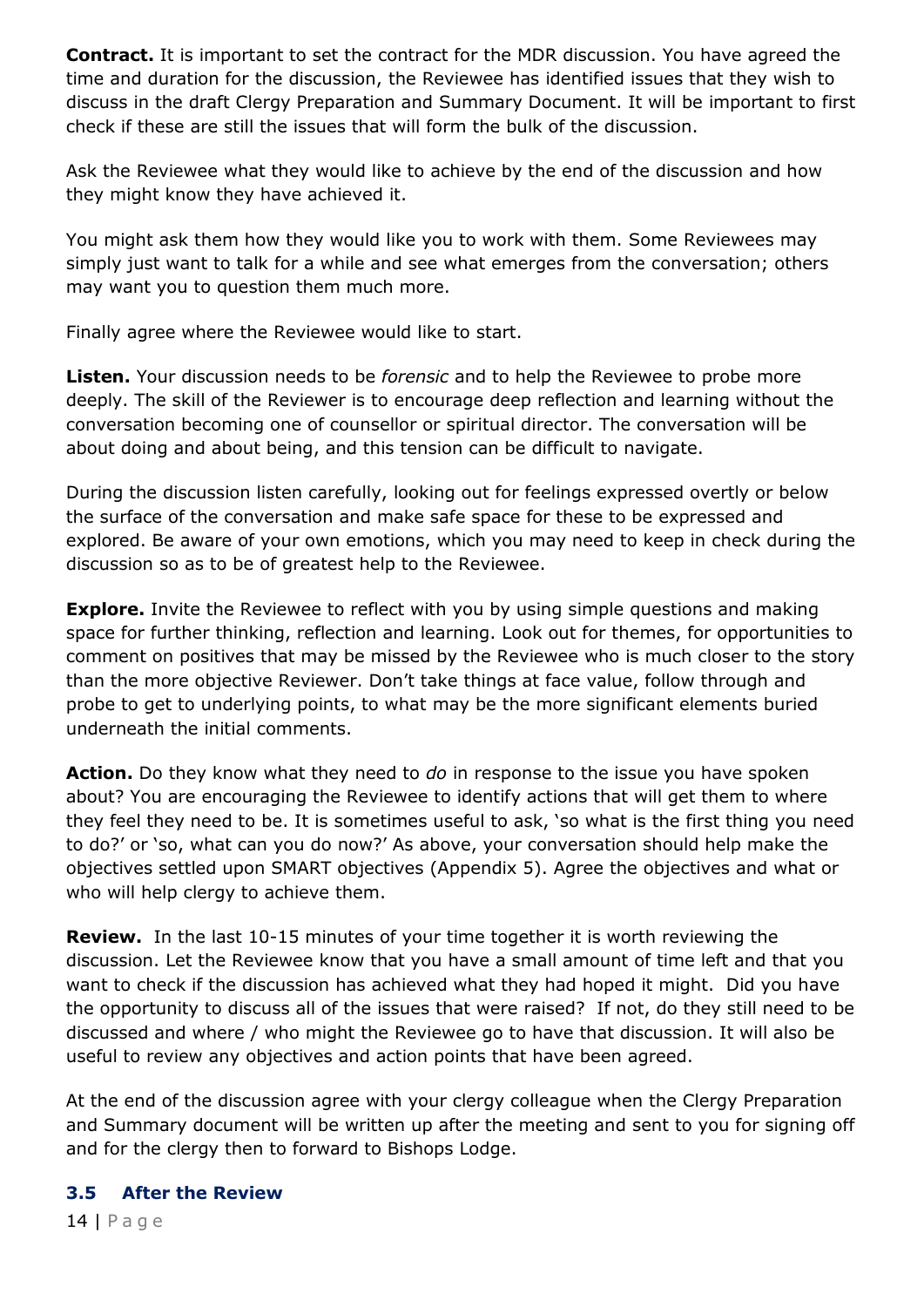**Contract.** It is important to set the contract for the MDR discussion. You have agreed the time and duration for the discussion, the Reviewee has identified issues that they wish to discuss in the draft Clergy Preparation and Summary Document. It will be important to first check if these are still the issues that will form the bulk of the discussion.

Ask the Reviewee what they would like to achieve by the end of the discussion and how they might know they have achieved it.

You might ask them how they would like you to work with them. Some Reviewees may simply just want to talk for a while and see what emerges from the conversation; others may want you to question them much more.

Finally agree where the Reviewee would like to start.

**Listen.** Your discussion needs to be *forensic* and to help the Reviewee to probe more deeply. The skill of the Reviewer is to encourage deep reflection and learning without the conversation becoming one of counsellor or spiritual director. The conversation will be about doing and about being, and this tension can be difficult to navigate.

During the discussion listen carefully, looking out for feelings expressed overtly or below the surface of the conversation and make safe space for these to be expressed and explored. Be aware of your own emotions, which you may need to keep in check during the discussion so as to be of greatest help to the Reviewee.

**Explore.** Invite the Reviewee to reflect with you by using simple questions and making space for further thinking, reflection and learning. Look out for themes, for opportunities to comment on positives that may be missed by the Reviewee who is much closer to the story than the more objective Reviewer. Don't take things at face value, follow through and probe to get to underlying points, to what may be the more significant elements buried underneath the initial comments.

**Action.** Do they know what they need to *do* in response to the issue you have spoken about? You are encouraging the Reviewee to identify actions that will get them to where they feel they need to be. It is sometimes useful to ask, 'so what is the first thing you need to do?' or 'so, what can you do now?' As above, your conversation should help make the objectives settled upon SMART objectives (Appendix 5). Agree the objectives and what or who will help clergy to achieve them.

**Review.** In the last 10-15 minutes of your time together it is worth reviewing the discussion. Let the Reviewee know that you have a small amount of time left and that you want to check if the discussion has achieved what they had hoped it might. Did you have the opportunity to discuss all of the issues that were raised? If not, do they still need to be discussed and where / who might the Reviewee go to have that discussion. It will also be useful to review any objectives and action points that have been agreed.

At the end of the discussion agree with your clergy colleague when the Clergy Preparation and Summary document will be written up after the meeting and sent to you for signing off and for the clergy then to forward to Bishops Lodge.

### 3.5 After the Review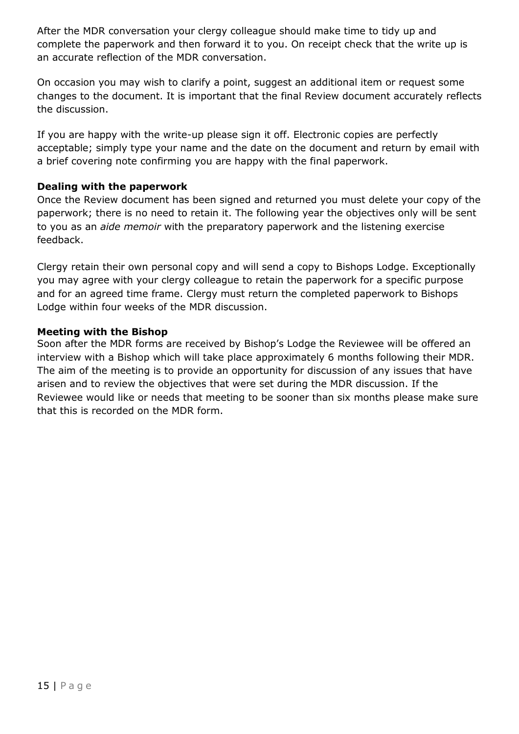After the MDR conversation your clergy colleague should make time to tidy up and complete the paperwork and then forward it to you. On receipt check that the write up is an accurate reflection of the MDR conversation.

On occasion you may wish to clarify a point, suggest an additional item or request some changes to the document. It is important that the final Review document accurately reflects the discussion.

If you are happy with the write-up please sign it off. Electronic copies are perfectly acceptable; simply type your name and the date on the document and return by email with a brief covering note confirming you are happy with the final paperwork.

**Dealing with the paperwork**

Once the Review document has been signed and returned you must delete your copy of the paperwork; there is no need to retain it. The following year the objectives only will be sent to you as an *aide memoir* with the preparatory paperwork and the listening exercise feedback.

Clergy retain their own personal copy and will send a copy to Bishops Lodge. Exceptionally you may agree with your clergy colleague to retain the paperwork for a specific purpose and for an agreed time frame. Clergy must return the completed paperwork to Bishops Lodge within four weeks of the MDR discussion.

**Meeting with the Bishop**

Soon after the MDR forms are received by Bishop's Lodge the Reviewee will be offered an interview with a Bishop which will take place approximately 6 months following their MDR. The aim of the meeting is to provide an opportunity for discussion of any issues that have arisen and to review the objectives that were set during the MDR discussion. If the Reviewee would like or needs that meeting to be sooner than six months please make sure that this is recorded on the MDR form.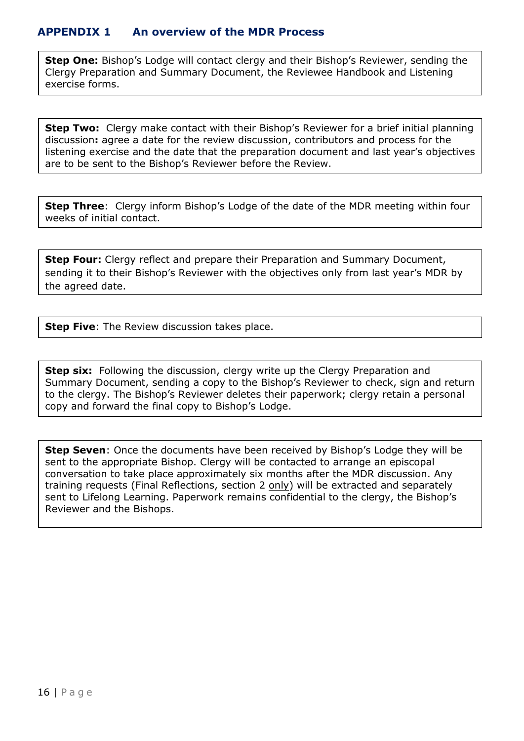## APPENDIX 1 An overview of the MDR Process

**Step One:** Bishop's Lodge will contact clergy and their Bishop's Reviewer, sending the Clergy Preparation and Summary Document, the Reviewee Handbook and Listening exercise forms.

**Step Two:** Clergy make contact with their Bishop's Reviewer for a brief initial planning discussion**:** agree a date for the review discussion, contributors and process for the listening exercise and the date that the preparation document and last year's objectives are to be sent to the Bishop's Reviewer before the Review.

**Step Three**: Clergy inform Bishop's Lodge of the date of the MDR meeting within four weeks of initial contact.

**Step Four:** Clergy reflect and prepare their Preparation and Summary Document, sending it to their Bishop's Reviewer with the objectives only from last year's MDR by the agreed date.

**Step Five**: The Review discussion takes place.

**Step six:** Following the discussion, clergy write up the Clergy Preparation and Summary Document, sending a copy to the Bishop's Reviewer to check, sign and return to the clergy. The Bishop's Reviewer deletes their paperwork; clergy retain a personal copy and forward the final copy to Bishop's Lodge.

**Step Seven**: Once the documents have been received by Bishop's Lodge they will be sent to the appropriate Bishop. Clergy will be contacted to arrange an episcopal conversation to take place approximately six months after the MDR discussion. Any training requests (Final Reflections, section 2 only) will be extracted and separately sent to Lifelong Learning. Paperwork remains confidential to the clergy, the Bishop's Reviewer and the Bishops.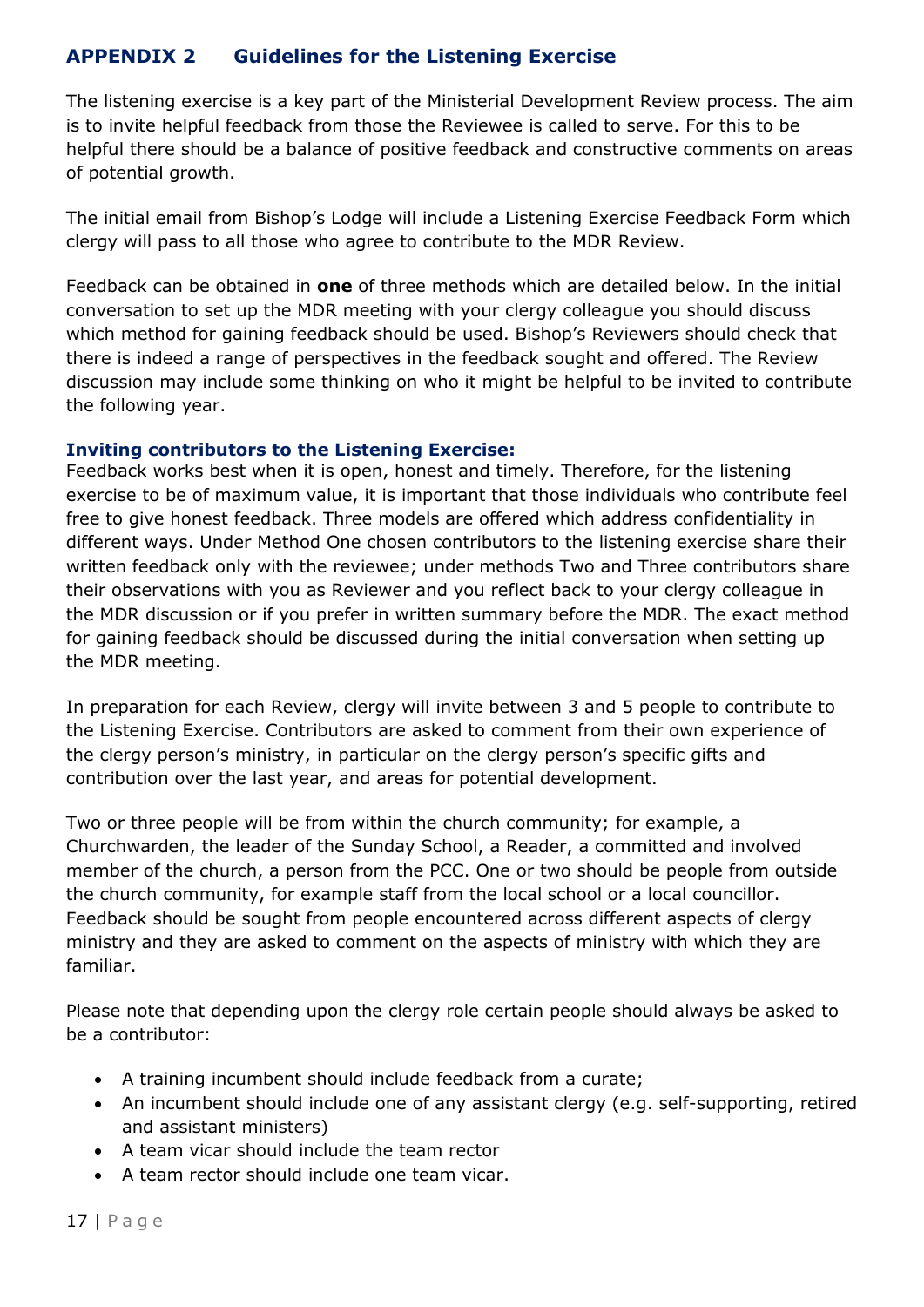## APPENDIX 2 Guidelines for the Listening Exercise

The listening exercise is a key part of the Ministerial Development Review process. The aim is to invite helpful feedback from those the Reviewee is called to serve. For this to be helpful there should be a balance of positive feedback and constructive comments on areas of potential growth.

The initial email from Bishop's Lodge will include a Listening Exercise Feedback Form which clergy will pass to all those who agree to contribute to the MDR Review.

Feedback can be obtained in **one** of three methods which are detailed below. In the initial conversation to set up the MDR meeting with your clergy colleague you should discuss which method for gaining feedback should be used. Bishop's Reviewers should check that there is indeed a range of perspectives in the feedback sought and offered. The Review discussion may include some thinking on who it might be helpful to be invited to contribute the following year.

### Inviting contributors to the Listening Exercise:

Feedback works best when it is open, honest and timely. Therefore, for the listening exercise to be of maximum value, it is important that those individuals who contribute feel free to give honest feedback. Three models are offered which address confidentiality in different ways. Under Method One chosen contributors to the listening exercise share their written feedback only with the reviewee; under methods Two and Three contributors share their observations with you as Reviewer and you reflect back to your clergy colleague in the MDR discussion or if you prefer in written summary before the MDR. The exact method for gaining feedback should be discussed during the initial conversation when setting up the MDR meeting.

In preparation for each Review, clergy will invite between 3 and 5 people to contribute to the Listening Exercise. Contributors are asked to comment from their own experience of the clergy person's ministry, in particular on the clergy person's specific gifts and contribution over the last year, and areas for potential development.

Two or three people will be from within the church community; for example, a Churchwarden, the leader of the Sunday School, a Reader, a committed and involved member of the church, a person from the PCC. One or two should be people from outside the church community, for example staff from the local school or a local councillor. Feedback should be sought from people encountered across different aspects of clergy ministry and they are asked to comment on the aspects of ministry with which they are familiar.

Please note that depending upon the clergy role certain people should always be asked to be a contributor:

- A training incumbent should include feedback from a curate;
- An incumbent should include one of any assistant clergy (e.g. self-supporting, retired and assistant ministers)
- A team vicar should include the team rector
- A team rector should include one team vicar.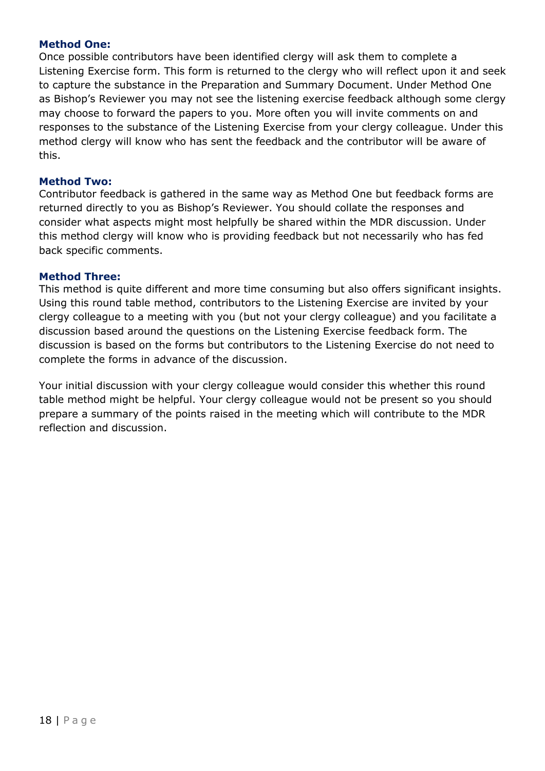**Method One:**
Once possible contributors have been identified clergy will ask them to complete a Listening Exercise form. This form is returned to the clergy who will reflect upon it and seek to capture the substance in the Preparation and Summary Document. Under Method One as Bishop's Reviewer you may not see the listening exercise feedback although some clergy may choose to forward the papers to you. More often you will invite comments on and responses to the substance of the Listening Exercise from your clergy colleague. Under this method clergy will know who has sent the feedback and the contributor will be aware of this.

**Method Two:**
Contributor feedback is gathered in the same way as Method One but feedback forms are returned directly to you as Bishop's Reviewer. You should collate the responses and consider what aspects might most helpfully be shared within the MDR discussion. Under this method clergy will know who is providing feedback but not necessarily who has fed back specific comments.

**Method Three:**
This method is quite different and more time consuming but also offers significant insights. Using this round table method, contributors to the Listening Exercise are invited by your clergy colleague to a meeting with you (but not your clergy colleague) and you facilitate a discussion based around the questions on the Listening Exercise feedback form. The discussion is based on the forms but contributors to the Listening Exercise do not need to complete the forms in advance of the discussion.

Your initial discussion with your clergy colleague would consider this whether this round table method might be helpful. Your clergy colleague would not be present so you should prepare a summary of the points raised in the meeting which will contribute to the MDR reflection and discussion.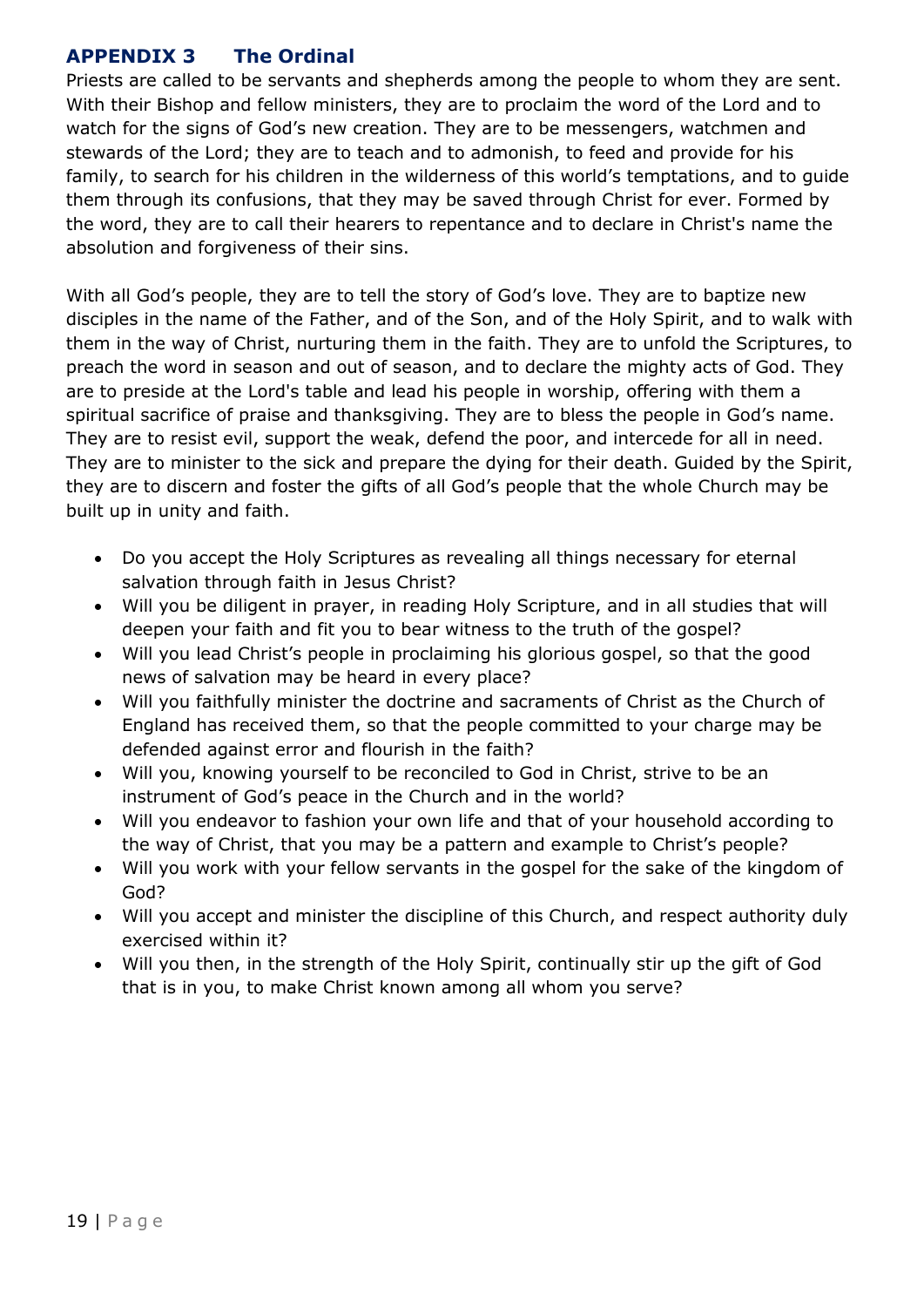## APPENDIX 3 The Ordinal

Priests are called to be servants and shepherds among the people to whom they are sent. With their Bishop and fellow ministers, they are to proclaim the word of the Lord and to watch for the signs of God's new creation. They are to be messengers, watchmen and stewards of the Lord; they are to teach and to admonish, to feed and provide for his family, to search for his children in the wilderness of this world's temptations, and to guide them through its confusions, that they may be saved through Christ for ever. Formed by the word, they are to call their hearers to repentance and to declare in Christ's name the absolution and forgiveness of their sins.

With all God's people, they are to tell the story of God's love. They are to baptize new disciples in the name of the Father, and of the Son, and of the Holy Spirit, and to walk with them in the way of Christ, nurturing them in the faith. They are to unfold the Scriptures, to preach the word in season and out of season, and to declare the mighty acts of God. They are to preside at the Lord's table and lead his people in worship, offering with them a spiritual sacrifice of praise and thanksgiving. They are to bless the people in God's name. They are to resist evil, support the weak, defend the poor, and intercede for all in need. They are to minister to the sick and prepare the dying for their death. Guided by the Spirit, they are to discern and foster the gifts of all God's people that the whole Church may be built up in unity and faith.

- Do you accept the Holy Scriptures as revealing all things necessary for eternal salvation through faith in Jesus Christ?
- Will you be diligent in prayer, in reading Holy Scripture, and in all studies that will deepen your faith and fit you to bear witness to the truth of the gospel?
- Will you lead Christ's people in proclaiming his glorious gospel, so that the good news of salvation may be heard in every place?
- Will you faithfully minister the doctrine and sacraments of Christ as the Church of England has received them, so that the people committed to your charge may be defended against error and flourish in the faith?
- Will you, knowing yourself to be reconciled to God in Christ, strive to be an instrument of God's peace in the Church and in the world?
- Will you endeavor to fashion your own life and that of your household according to the way of Christ, that you may be a pattern and example to Christ's people?
- Will you work with your fellow servants in the gospel for the sake of the kingdom of God?
- Will you accept and minister the discipline of this Church, and respect authority duly exercised within it?
- Will you then, in the strength of the Holy Spirit, continually stir up the gift of God that is in you, to make Christ known among all whom you serve?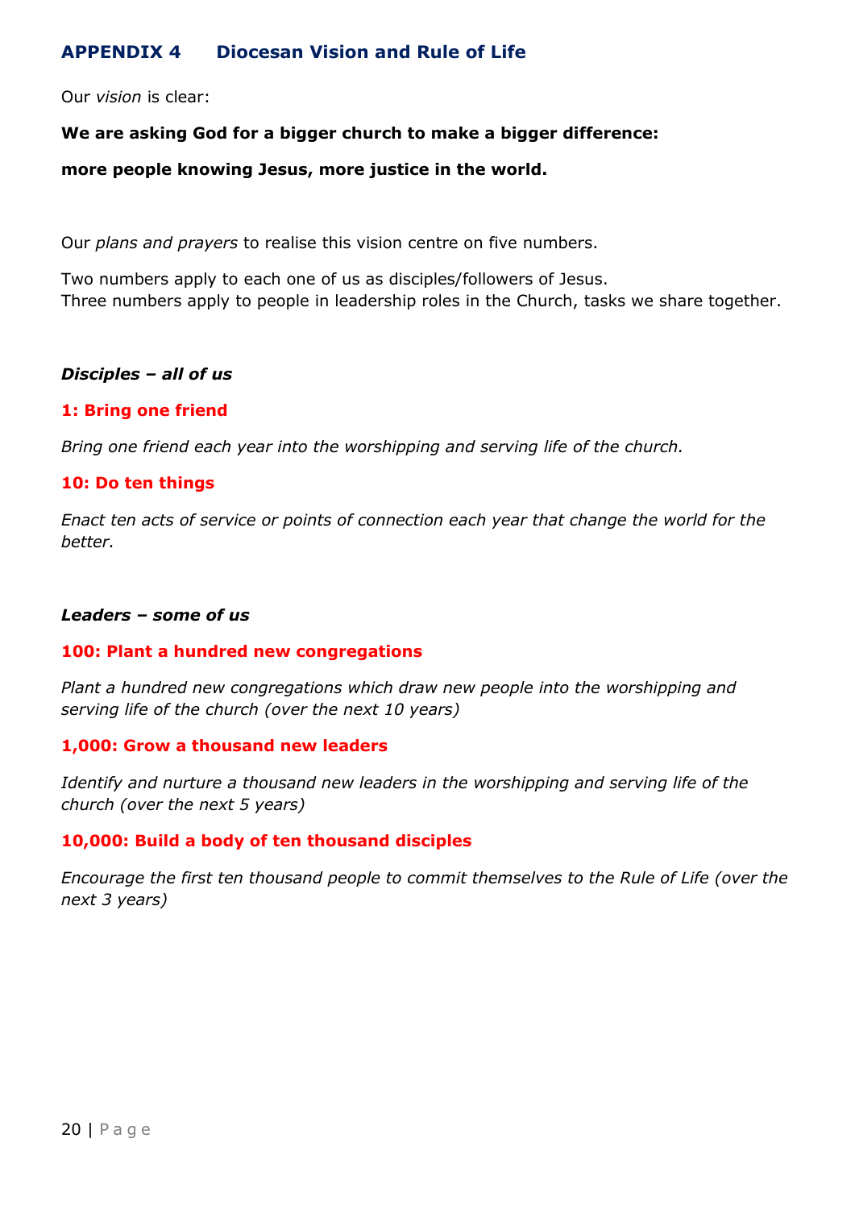## APPENDIX 4 Diocesan Vision and Rule of Life

Our *vision* is clear:

**We are asking God for a bigger church to make a bigger difference:**

**more people knowing Jesus, more justice in the world.**

Our *plans and prayers* to realise this vision centre on five numbers.

Two numbers apply to each one of us as disciples/followers of Jesus.
Three numbers apply to people in leadership roles in the Church, tasks we share together.

***Disciples – all of us***

**1: Bring one friend**

*Bring one friend each year into the worshipping and serving life of the church.*

**10: Do ten things**

*Enact ten acts of service or points of connection each year that change the world for the better.*

***Leaders – some of us***

**100: Plant a hundred new congregations**

*Plant a hundred new congregations which draw new people into the worshipping and serving life of the church (over the next 10 years)*

**1,000: Grow a thousand new leaders**

*Identify and nurture a thousand new leaders in the worshipping and serving life of the church (over the next 5 years)*

**10,000: Build a body of ten thousand disciples**

*Encourage the first ten thousand people to commit themselves to the Rule of Life (over the next 3 years)*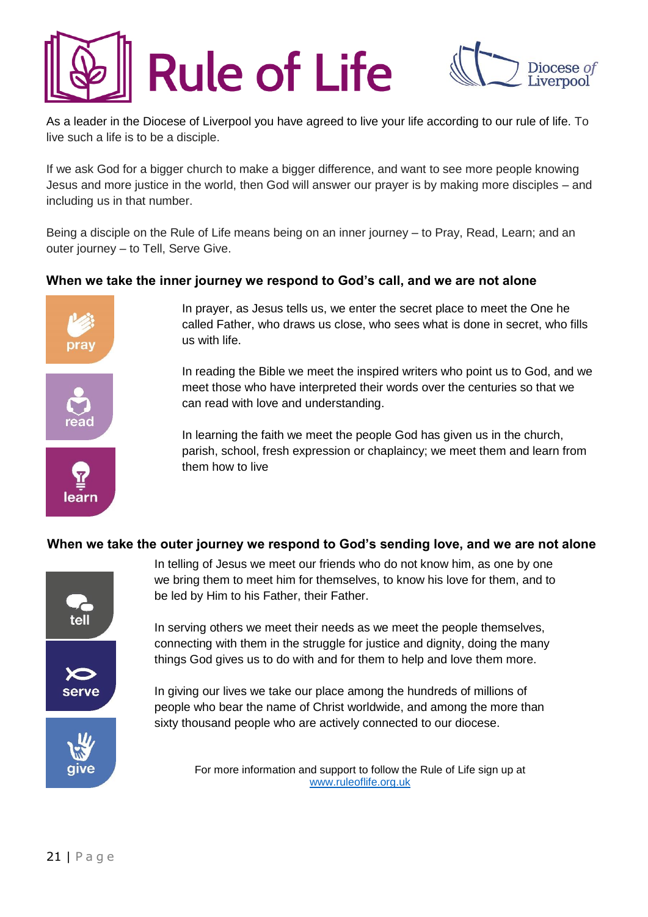# Rule of Life

Diocese of Liverpool

As a leader in the Diocese of Liverpool you have agreed to live your life according to our rule of life. To live such a life is to be a disciple.

If we ask God for a bigger church to make a bigger difference, and want to see more people knowing Jesus and more justice in the world, then God will answer our prayer is by making more disciples – and including us in that number.

Being a disciple on the Rule of Life means being on an inner journey – to Pray, Read, Learn; and an outer journey – to Tell, Serve Give.

### When we take the inner journey we respond to God's call, and we are not alone

**pray**

In prayer, as Jesus tells us, we enter the secret place to meet the One he called Father, who draws us close, who sees what is done in secret, who fills us with life.

**read**

In reading the Bible we meet the inspired writers who point us to God, and we meet those who have interpreted their words over the centuries so that we can read with love and understanding.

**learn**

In learning the faith we meet the people God has given us in the church, parish, school, fresh expression or chaplaincy; we meet them and learn from them how to live

### When we take the outer journey we respond to God's sending love, and we are not alone

**tell**

In telling of Jesus we meet our friends who do not know him, as one by one we bring them to meet him for themselves, to know his love for them, and to be led by Him to his Father, their Father.

**serve**

In serving others we meet their needs as we meet the people themselves, connecting with them in the struggle for justice and dignity, doing the many things God gives us to do with and for them to help and love them more.

**give**

In giving our lives we take our place among the hundreds of millions of people who bear the name of Christ worldwide, and among the more than sixty thousand people who are actively connected to our diocese.

For more information and support to follow the Rule of Life sign up at [www.ruleoflife.org.uk](http://www.ruleoflife.org.uk)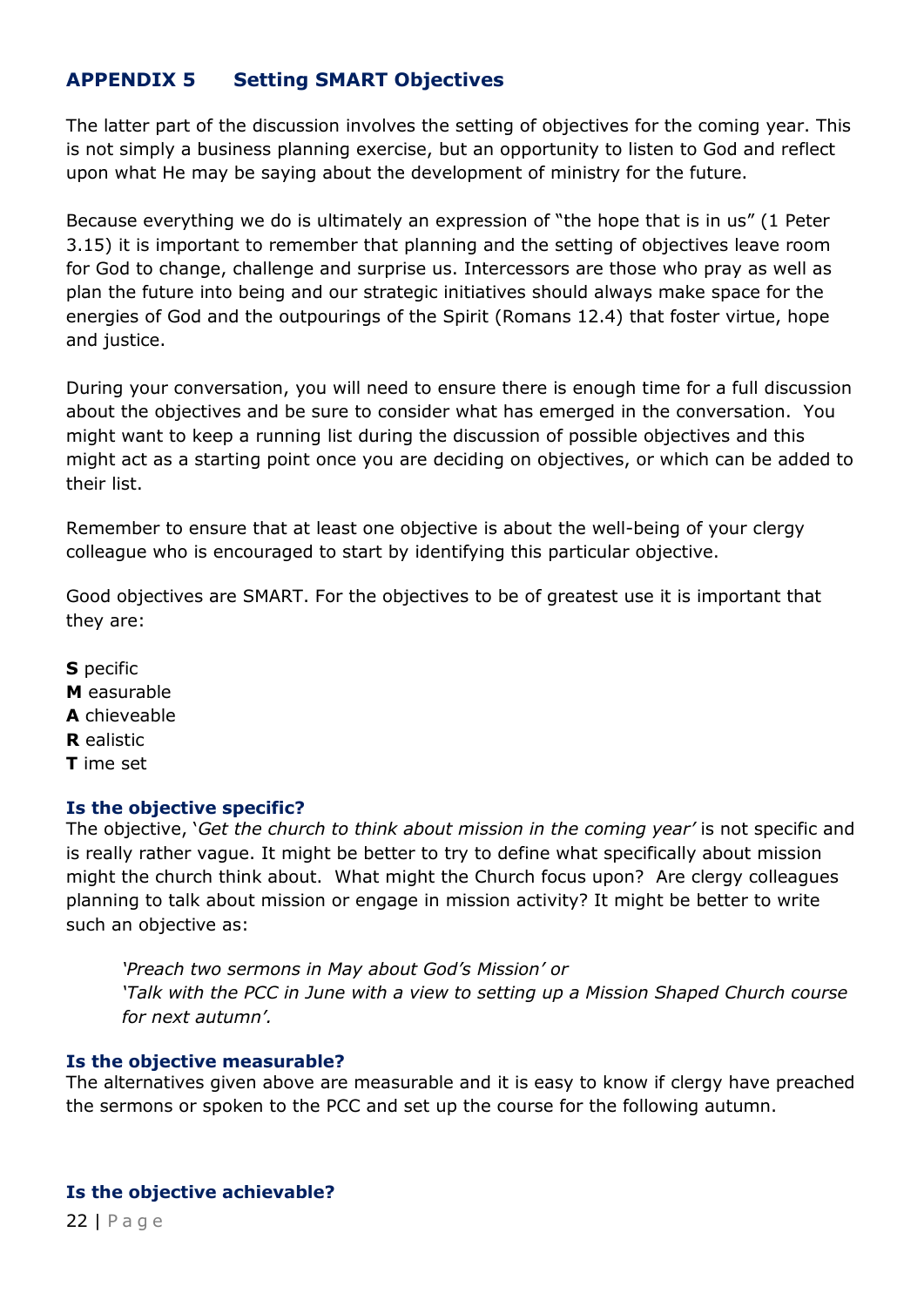## APPENDIX 5 Setting SMART Objectives

The latter part of the discussion involves the setting of objectives for the coming year. This is not simply a business planning exercise, but an opportunity to listen to God and reflect upon what He may be saying about the development of ministry for the future.

Because everything we do is ultimately an expression of "the hope that is in us" (1 Peter 3.15) it is important to remember that planning and the setting of objectives leave room for God to change, challenge and surprise us. Intercessors are those who pray as well as plan the future into being and our strategic initiatives should always make space for the energies of God and the outpourings of the Spirit (Romans 12.4) that foster virtue, hope and justice.

During your conversation, you will need to ensure there is enough time for a full discussion about the objectives and be sure to consider what has emerged in the conversation. You might want to keep a running list during the discussion of possible objectives and this might act as a starting point once you are deciding on objectives, or which can be added to their list.

Remember to ensure that at least one objective is about the well-being of your clergy colleague who is encouraged to start by identifying this particular objective.

Good objectives are SMART. For the objectives to be of greatest use it is important that they are:

**S** pecific
**M** easurable
**A** chieveable
**R** ealistic
**T** ime set

### Is the objective specific?

The objective, '*Get the church to think about mission in the coming year'* is not specific and is really rather vague. It might be better to try to define what specifically about mission might the church think about. What might the Church focus upon? Are clergy colleagues planning to talk about mission or engage in mission activity? It might be better to write such an objective as:

> *'Preach two sermons in May about God's Mission' or*
> *'Talk with the PCC in June with a view to setting up a Mission Shaped Church course for next autumn'.*

### Is the objective measurable?

The alternatives given above are measurable and it is easy to know if clergy have preached the sermons or spoken to the PCC and set up the course for the following autumn.

### Is the objective achievable?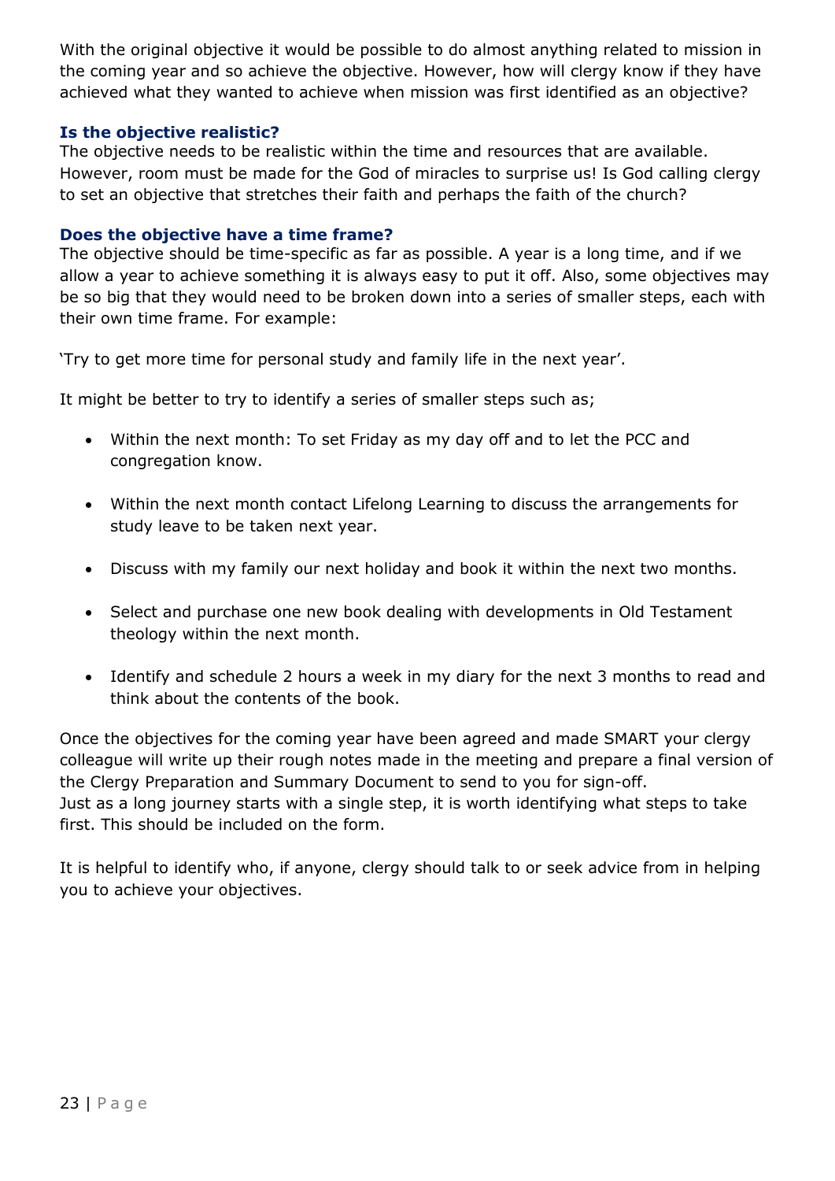With the original objective it would be possible to do almost anything related to mission in the coming year and so achieve the objective. However, how will clergy know if they have achieved what they wanted to achieve when mission was first identified as an objective?

### Is the objective realistic?

The objective needs to be realistic within the time and resources that are available. However, room must be made for the God of miracles to surprise us! Is God calling clergy to set an objective that stretches their faith and perhaps the faith of the church?

### Does the objective have a time frame?

The objective should be time-specific as far as possible. A year is a long time, and if we allow a year to achieve something it is always easy to put it off. Also, some objectives may be so big that they would need to be broken down into a series of smaller steps, each with their own time frame. For example:

'Try to get more time for personal study and family life in the next year'.

It might be better to try to identify a series of smaller steps such as;

- Within the next month: To set Friday as my day off and to let the PCC and congregation know.
- Within the next month contact Lifelong Learning to discuss the arrangements for study leave to be taken next year.
- Discuss with my family our next holiday and book it within the next two months.
- Select and purchase one new book dealing with developments in Old Testament theology within the next month.
- Identify and schedule 2 hours a week in my diary for the next 3 months to read and think about the contents of the book.

Once the objectives for the coming year have been agreed and made SMART your clergy colleague will write up their rough notes made in the meeting and prepare a final version of the Clergy Preparation and Summary Document to send to you for sign-off.
Just as a long journey starts with a single step, it is worth identifying what steps to take first. This should be included on the form.

It is helpful to identify who, if anyone, clergy should talk to or seek advice from in helping you to achieve your objectives.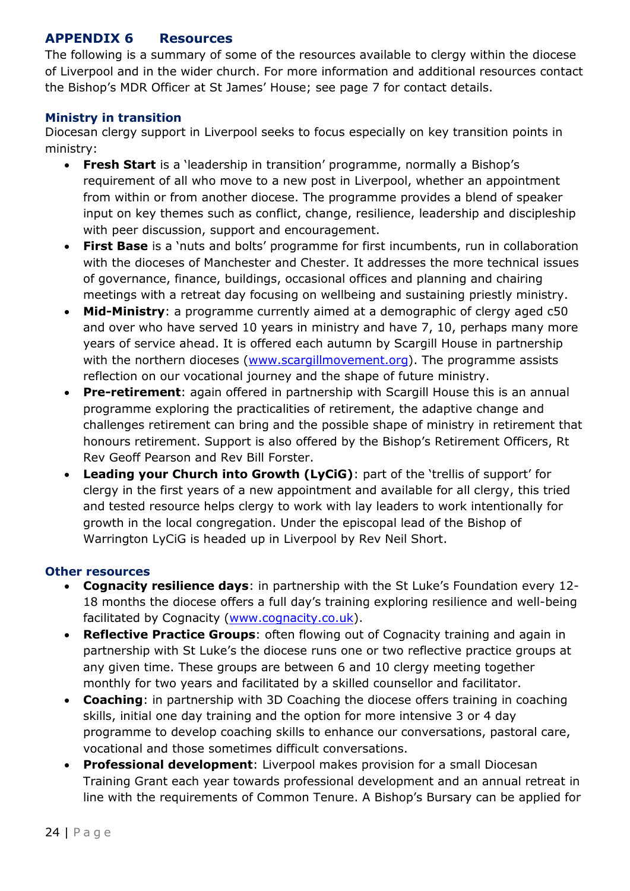## APPENDIX 6 Resources

The following is a summary of some of the resources available to clergy within the diocese of Liverpool and in the wider church. For more information and additional resources contact the Bishop's MDR Officer at St James' House; see page 7 for contact details.

### Ministry in transition

Diocesan clergy support in Liverpool seeks to focus especially on key transition points in ministry:

- **Fresh Start** is a 'leadership in transition' programme, normally a Bishop's requirement of all who move to a new post in Liverpool, whether an appointment from within or from another diocese. The programme provides a blend of speaker input on key themes such as conflict, change, resilience, leadership and discipleship with peer discussion, support and encouragement.
- **First Base** is a 'nuts and bolts' programme for first incumbents, run in collaboration with the dioceses of Manchester and Chester. It addresses the more technical issues of governance, finance, buildings, occasional offices and planning and chairing meetings with a retreat day focusing on wellbeing and sustaining priestly ministry.
- **Mid-Ministry**: a programme currently aimed at a demographic of clergy aged c50 and over who have served 10 years in ministry and have 7, 10, perhaps many more years of service ahead. It is offered each autumn by Scargill House in partnership with the northern dioceses (www.scargillmovement.org). The programme assists reflection on our vocational journey and the shape of future ministry.
- **Pre-retirement**: again offered in partnership with Scargill House this is an annual programme exploring the practicalities of retirement, the adaptive change and challenges retirement can bring and the possible shape of ministry in retirement that honours retirement. Support is also offered by the Bishop's Retirement Officers, Rt Rev Geoff Pearson and Rev Bill Forster.
- **Leading your Church into Growth (LyCiG)**: part of the 'trellis of support' for clergy in the first years of a new appointment and available for all clergy, this tried and tested resource helps clergy to work with lay leaders to work intentionally for growth in the local congregation. Under the episcopal lead of the Bishop of Warrington LyCiG is headed up in Liverpool by Rev Neil Short.

### Other resources

- **Cognacity resilience days**: in partnership with the St Luke's Foundation every 12-18 months the diocese offers a full day's training exploring resilience and well-being facilitated by Cognacity (www.cognacity.co.uk).
- **Reflective Practice Groups**: often flowing out of Cognacity training and again in partnership with St Luke's the diocese runs one or two reflective practice groups at any given time. These groups are between 6 and 10 clergy meeting together monthly for two years and facilitated by a skilled counsellor and facilitator.
- **Coaching**: in partnership with 3D Coaching the diocese offers training in coaching skills, initial one day training and the option for more intensive 3 or 4 day programme to develop coaching skills to enhance our conversations, pastoral care, vocational and those sometimes difficult conversations.
- **Professional development**: Liverpool makes provision for a small Diocesan Training Grant each year towards professional development and an annual retreat in line with the requirements of Common Tenure. A Bishop's Bursary can be applied for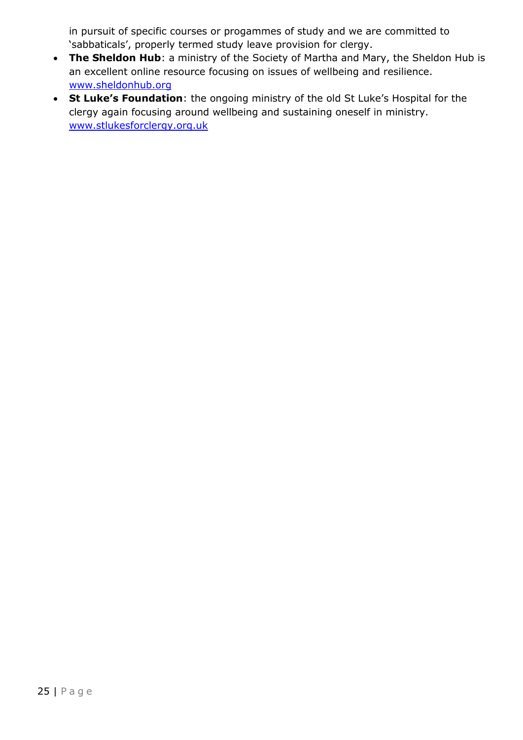in pursuit of specific courses or progammes of study and we are committed to 'sabbaticals', properly termed study leave provision for clergy.

- **The Sheldon Hub**: a ministry of the Society of Martha and Mary, the Sheldon Hub is an excellent online resource focusing on issues of wellbeing and resilience. [www.sheldonhub.org](http://www.sheldonhub.org)
- **St Luke's Foundation**: the ongoing ministry of the old St Luke's Hospital for the clergy again focusing around wellbeing and sustaining oneself in ministry. [www.stlukesforclergy.org.uk](http://www.stlukesforclergy.org.uk)